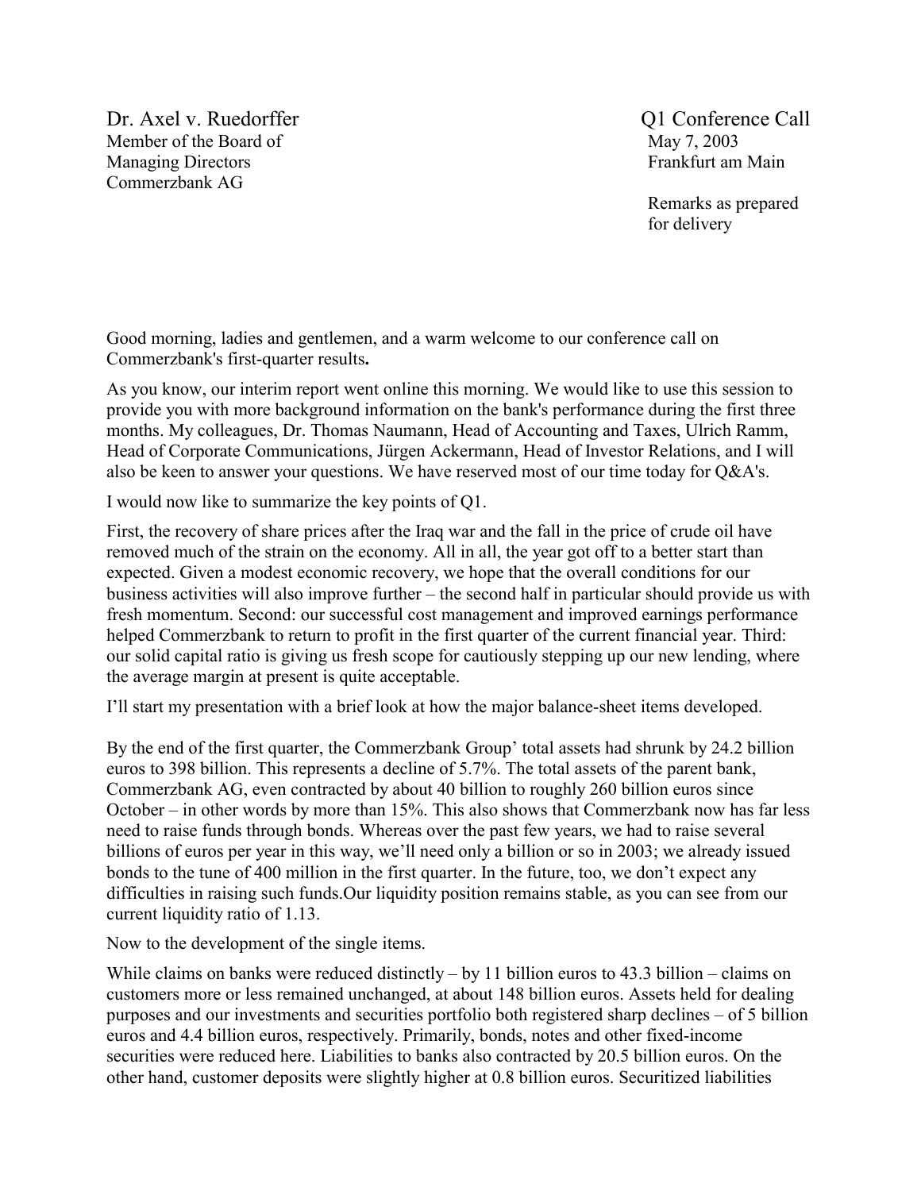Dr. Axel v. Ruedorffer
Member of the Board of
Managing Directors
Commerzbank AG

Q1 Conference Call
May 7, 2003
Frankfurt am Main

Remarks as prepared
for delivery

Good morning, ladies and gentlemen, and a warm welcome to our conference call on Commerzbank's first-quarter results**.**

As you know, our interim report went online this morning. We would like to use this session to provide you with more background information on the bank's performance during the first three months. My colleagues, Dr. Thomas Naumann, Head of Accounting and Taxes, Ulrich Ramm, Head of Corporate Communications, Jürgen Ackermann, Head of Investor Relations, and I will also be keen to answer your questions. We have reserved most of our time today for Q&A's.

I would now like to summarize the key points of Q1.

First, the recovery of share prices after the Iraq war and the fall in the price of crude oil have removed much of the strain on the economy. All in all, the year got off to a better start than expected. Given a modest economic recovery, we hope that the overall conditions for our business activities will also improve further – the second half in particular should provide us with fresh momentum. Second: our successful cost management and improved earnings performance helped Commerzbank to return to profit in the first quarter of the current financial year. Third: our solid capital ratio is giving us fresh scope for cautiously stepping up our new lending, where the average margin at present is quite acceptable.

I'll start my presentation with a brief look at how the major balance-sheet items developed.

By the end of the first quarter, the Commerzbank Group' total assets had shrunk by 24.2 billion euros to 398 billion. This represents a decline of 5.7%. The total assets of the parent bank, Commerzbank AG, even contracted by about 40 billion to roughly 260 billion euros since October – in other words by more than 15%. This also shows that Commerzbank now has far less need to raise funds through bonds. Whereas over the past few years, we had to raise several billions of euros per year in this way, we'll need only a billion or so in 2003; we already issued bonds to the tune of 400 million in the first quarter. In the future, too, we don't expect any difficulties in raising such funds.Our liquidity position remains stable, as you can see from our current liquidity ratio of 1.13.

Now to the development of the single items.

While claims on banks were reduced distinctly – by 11 billion euros to 43.3 billion – claims on customers more or less remained unchanged, at about 148 billion euros. Assets held for dealing purposes and our investments and securities portfolio both registered sharp declines – of 5 billion euros and 4.4 billion euros, respectively. Primarily, bonds, notes and other fixed-income securities were reduced here. Liabilities to banks also contracted by 20.5 billion euros. On the other hand, customer deposits were slightly higher at 0.8 billion euros. Securitized liabilities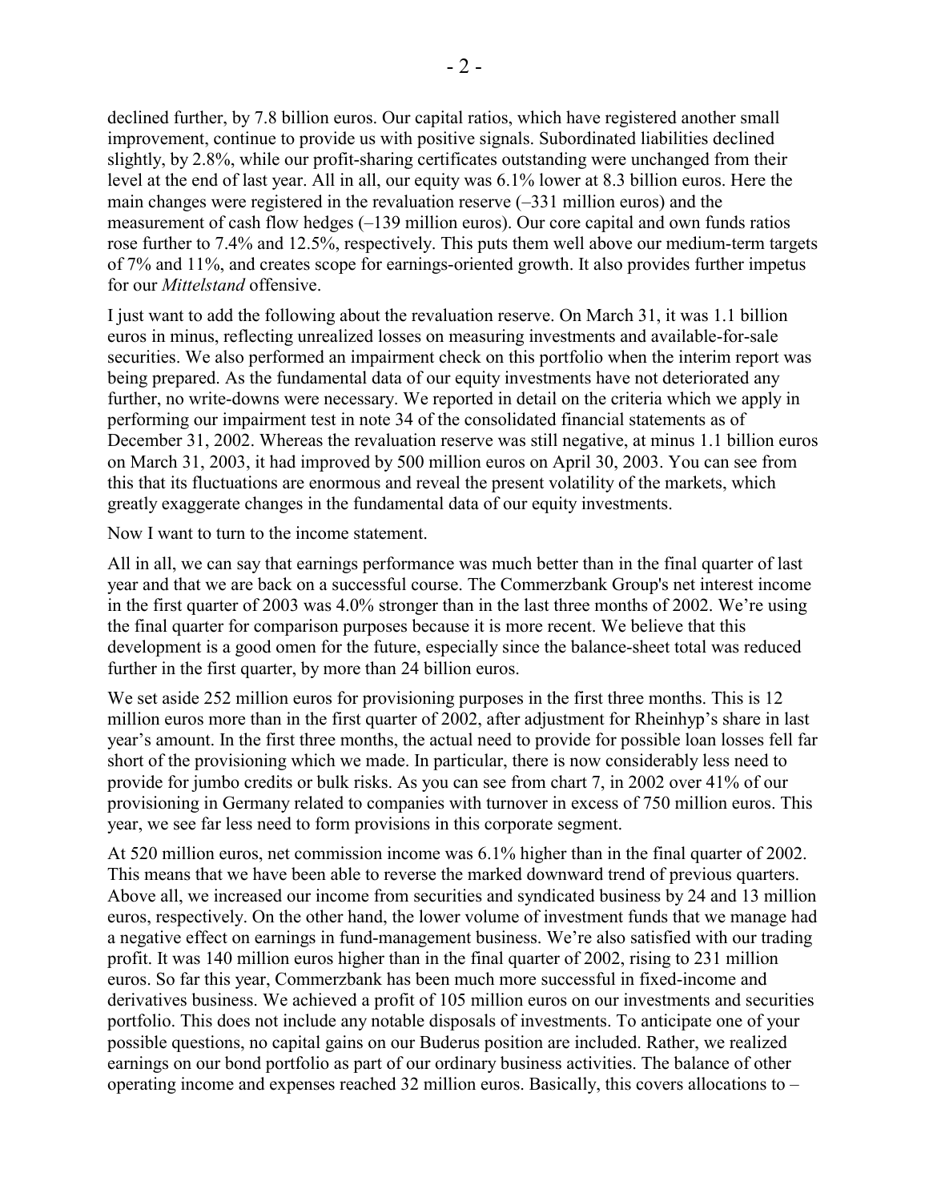declined further, by 7.8 billion euros. Our capital ratios, which have registered another small improvement, continue to provide us with positive signals. Subordinated liabilities declined slightly, by 2.8%, while our profit-sharing certificates outstanding were unchanged from their level at the end of last year. All in all, our equity was 6.1% lower at 8.3 billion euros. Here the main changes were registered in the revaluation reserve (–331 million euros) and the measurement of cash flow hedges (–139 million euros). Our core capital and own funds ratios rose further to 7.4% and 12.5%, respectively. This puts them well above our medium-term targets of 7% and 11%, and creates scope for earnings-oriented growth. It also provides further impetus for our *Mittelstand* offensive.

I just want to add the following about the revaluation reserve. On March 31, it was 1.1 billion euros in minus, reflecting unrealized losses on measuring investments and available-for-sale securities. We also performed an impairment check on this portfolio when the interim report was being prepared. As the fundamental data of our equity investments have not deteriorated any further, no write-downs were necessary. We reported in detail on the criteria which we apply in performing our impairment test in note 34 of the consolidated financial statements as of December 31, 2002. Whereas the revaluation reserve was still negative, at minus 1.1 billion euros on March 31, 2003, it had improved by 500 million euros on April 30, 2003. You can see from this that its fluctuations are enormous and reveal the present volatility of the markets, which greatly exaggerate changes in the fundamental data of our equity investments.

Now I want to turn to the income statement.

All in all, we can say that earnings performance was much better than in the final quarter of last year and that we are back on a successful course. The Commerzbank Group's net interest income in the first quarter of 2003 was 4.0% stronger than in the last three months of 2002. We're using the final quarter for comparison purposes because it is more recent. We believe that this development is a good omen for the future, especially since the balance-sheet total was reduced further in the first quarter, by more than 24 billion euros.

We set aside 252 million euros for provisioning purposes in the first three months. This is 12 million euros more than in the first quarter of 2002, after adjustment for Rheinhyp's share in last year's amount. In the first three months, the actual need to provide for possible loan losses fell far short of the provisioning which we made. In particular, there is now considerably less need to provide for jumbo credits or bulk risks. As you can see from chart 7, in 2002 over 41% of our provisioning in Germany related to companies with turnover in excess of 750 million euros. This year, we see far less need to form provisions in this corporate segment.

At 520 million euros, net commission income was 6.1% higher than in the final quarter of 2002. This means that we have been able to reverse the marked downward trend of previous quarters. Above all, we increased our income from securities and syndicated business by 24 and 13 million euros, respectively. On the other hand, the lower volume of investment funds that we manage had a negative effect on earnings in fund-management business. We're also satisfied with our trading profit. It was 140 million euros higher than in the final quarter of 2002, rising to 231 million euros. So far this year, Commerzbank has been much more successful in fixed-income and derivatives business. We achieved a profit of 105 million euros on our investments and securities portfolio. This does not include any notable disposals of investments. To anticipate one of your possible questions, no capital gains on our Buderus position are included. Rather, we realized earnings on our bond portfolio as part of our ordinary business activities. The balance of other operating income and expenses reached 32 million euros. Basically, this covers allocations to –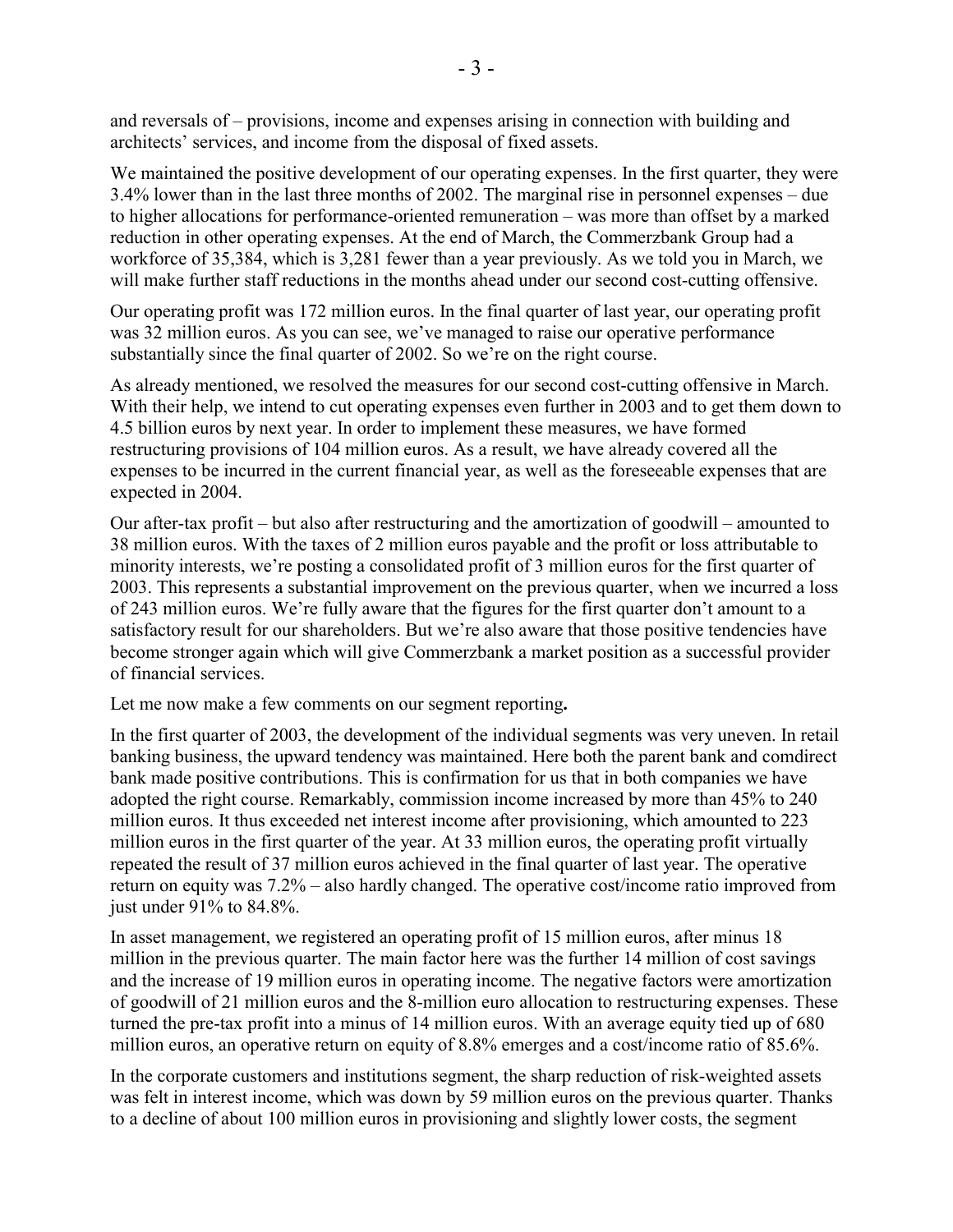and reversals of – provisions, income and expenses arising in connection with building and architects' services, and income from the disposal of fixed assets.

We maintained the positive development of our operating expenses. In the first quarter, they were 3.4% lower than in the last three months of 2002. The marginal rise in personnel expenses – due to higher allocations for performance-oriented remuneration – was more than offset by a marked reduction in other operating expenses. At the end of March, the Commerzbank Group had a workforce of 35,384, which is 3,281 fewer than a year previously. As we told you in March, we will make further staff reductions in the months ahead under our second cost-cutting offensive.

Our operating profit was 172 million euros. In the final quarter of last year, our operating profit was 32 million euros. As you can see, we've managed to raise our operative performance substantially since the final quarter of 2002. So we're on the right course.

As already mentioned, we resolved the measures for our second cost-cutting offensive in March. With their help, we intend to cut operating expenses even further in 2003 and to get them down to 4.5 billion euros by next year. In order to implement these measures, we have formed restructuring provisions of 104 million euros. As a result, we have already covered all the expenses to be incurred in the current financial year, as well as the foreseeable expenses that are expected in 2004.

Our after-tax profit – but also after restructuring and the amortization of goodwill – amounted to 38 million euros. With the taxes of 2 million euros payable and the profit or loss attributable to minority interests, we're posting a consolidated profit of 3 million euros for the first quarter of 2003. This represents a substantial improvement on the previous quarter, when we incurred a loss of 243 million euros. We're fully aware that the figures for the first quarter don't amount to a satisfactory result for our shareholders. But we're also aware that those positive tendencies have become stronger again which will give Commerzbank a market position as a successful provider of financial services.

Let me now make a few comments on our segment reporting**.**

In the first quarter of 2003, the development of the individual segments was very uneven. In retail banking business, the upward tendency was maintained. Here both the parent bank and comdirect bank made positive contributions. This is confirmation for us that in both companies we have adopted the right course. Remarkably, commission income increased by more than 45% to 240 million euros. It thus exceeded net interest income after provisioning, which amounted to 223 million euros in the first quarter of the year. At 33 million euros, the operating profit virtually repeated the result of 37 million euros achieved in the final quarter of last year. The operative return on equity was 7.2% – also hardly changed. The operative cost/income ratio improved from just under 91% to 84.8%.

In asset management, we registered an operating profit of 15 million euros, after minus 18 million in the previous quarter. The main factor here was the further 14 million of cost savings and the increase of 19 million euros in operating income. The negative factors were amortization of goodwill of 21 million euros and the 8-million euro allocation to restructuring expenses. These turned the pre-tax profit into a minus of 14 million euros. With an average equity tied up of 680 million euros, an operative return on equity of 8.8% emerges and a cost/income ratio of 85.6%.

In the corporate customers and institutions segment, the sharp reduction of risk-weighted assets was felt in interest income, which was down by 59 million euros on the previous quarter. Thanks to a decline of about 100 million euros in provisioning and slightly lower costs, the segment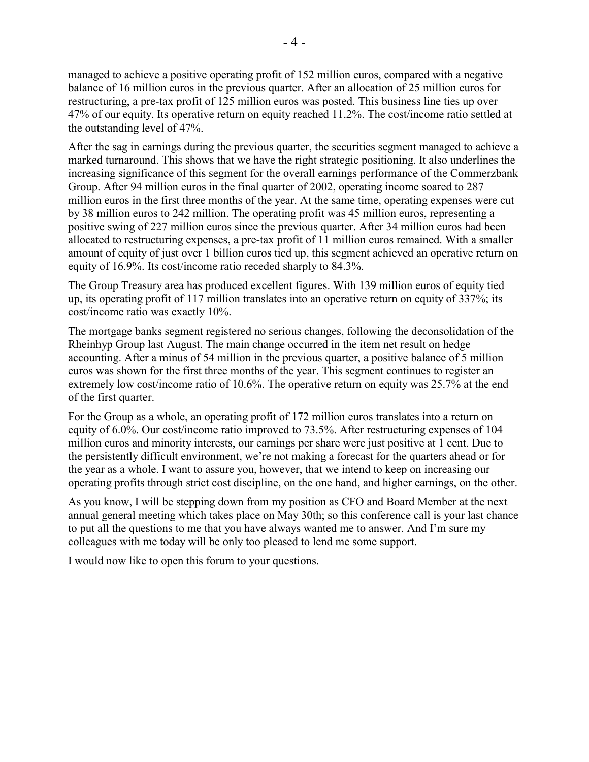managed to achieve a positive operating profit of 152 million euros, compared with a negative balance of 16 million euros in the previous quarter. After an allocation of 25 million euros for restructuring, a pre-tax profit of 125 million euros was posted. This business line ties up over 47% of our equity. Its operative return on equity reached 11.2%. The cost/income ratio settled at the outstanding level of 47%.

After the sag in earnings during the previous quarter, the securities segment managed to achieve a marked turnaround. This shows that we have the right strategic positioning. It also underlines the increasing significance of this segment for the overall earnings performance of the Commerzbank Group. After 94 million euros in the final quarter of 2002, operating income soared to 287 million euros in the first three months of the year. At the same time, operating expenses were cut by 38 million euros to 242 million. The operating profit was 45 million euros, representing a positive swing of 227 million euros since the previous quarter. After 34 million euros had been allocated to restructuring expenses, a pre-tax profit of 11 million euros remained. With a smaller amount of equity of just over 1 billion euros tied up, this segment achieved an operative return on equity of 16.9%. Its cost/income ratio receded sharply to 84.3%.

The Group Treasury area has produced excellent figures. With 139 million euros of equity tied up, its operating profit of 117 million translates into an operative return on equity of 337%; its cost/income ratio was exactly 10%.

The mortgage banks segment registered no serious changes, following the deconsolidation of the Rheinhyp Group last August. The main change occurred in the item net result on hedge accounting. After a minus of 54 million in the previous quarter, a positive balance of 5 million euros was shown for the first three months of the year. This segment continues to register an extremely low cost/income ratio of 10.6%. The operative return on equity was 25.7% at the end of the first quarter.

For the Group as a whole, an operating profit of 172 million euros translates into a return on equity of 6.0%. Our cost/income ratio improved to 73.5%. After restructuring expenses of 104 million euros and minority interests, our earnings per share were just positive at 1 cent. Due to the persistently difficult environment, we're not making a forecast for the quarters ahead or for the year as a whole. I want to assure you, however, that we intend to keep on increasing our operating profits through strict cost discipline, on the one hand, and higher earnings, on the other.

As you know, I will be stepping down from my position as CFO and Board Member at the next annual general meeting which takes place on May 30th; so this conference call is your last chance to put all the questions to me that you have always wanted me to answer. And I'm sure my colleagues with me today will be only too pleased to lend me some support.

I would now like to open this forum to your questions.